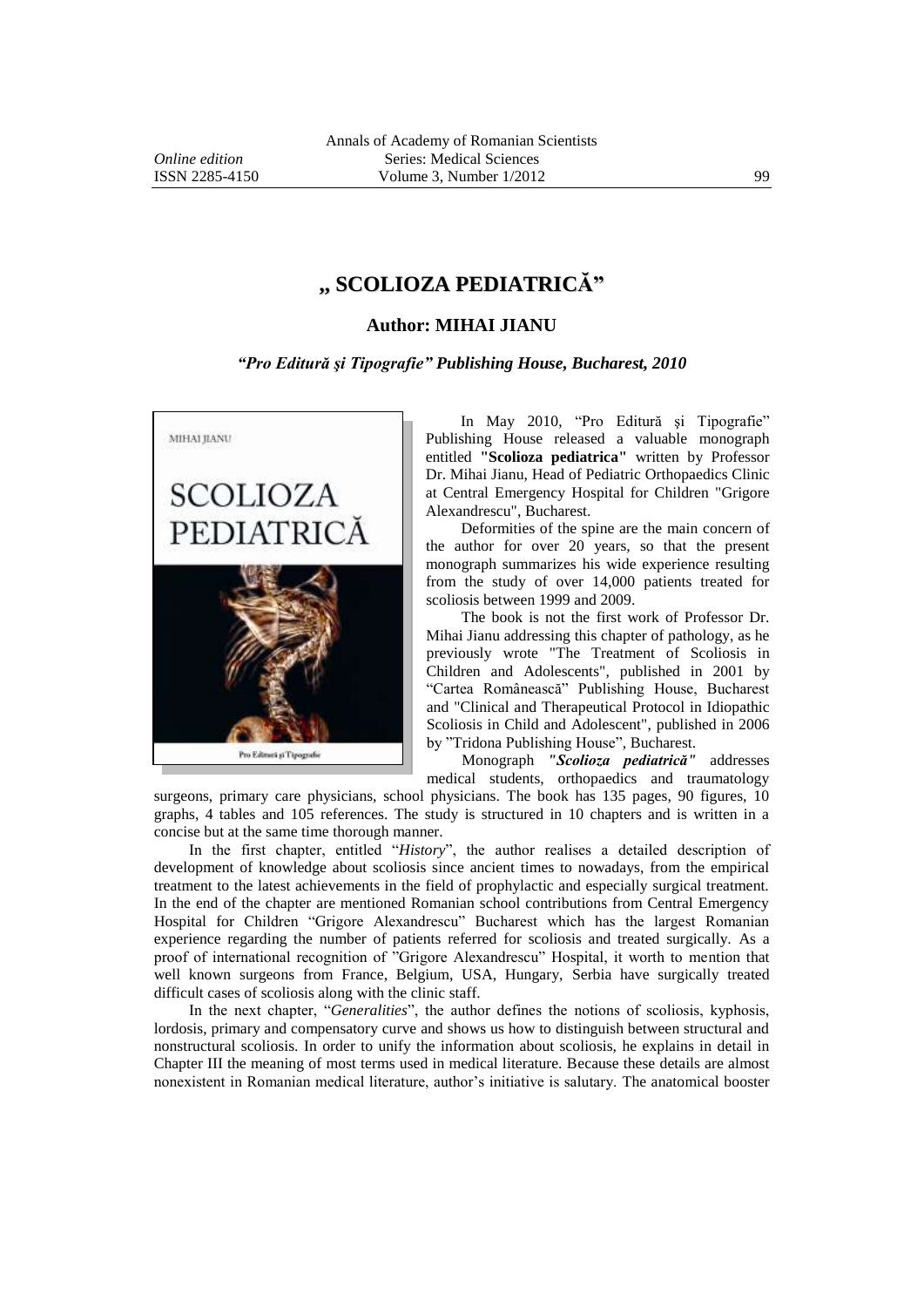# „ SCOLIOZA PEDIATRICĂ”

## Author: MIHAI JIANU

***"Pro Editură şi Tipografie" Publishing House, Bucharest, 2010***

In May 2010, "Pro Editură şi Tipografie" Publishing House released a valuable monograph entitled **"Scolioza pediatrica"** written by Professor Dr. Mihai Jianu, Head of Pediatric Orthopaedics Clinic at Central Emergency Hospital for Children "Grigore Alexandrescu", Bucharest.

Deformities of the spine are the main concern of the author for over 20 years, so that the present monograph summarizes his wide experience resulting from the study of over 14,000 patients treated for scoliosis between 1999 and 2009.

The book is not the first work of Professor Dr. Mihai Jianu addressing this chapter of pathology, as he previously wrote "The Treatment of Scoliosis in Children and Adolescents", published in 2001 by "Cartea Românească" Publishing House, Bucharest and "Clinical and Therapeutical Protocol in Idiopathic Scoliosis in Child and Adolescent", published in 2006 by "Tridona Publishing House", Bucharest.

Monograph ***"Scolioza pediatrică"*** addresses medical students, orthopaedics and traumatology surgeons, primary care physicians, school physicians. The book has 135 pages, 90 figures, 10 graphs, 4 tables and 105 references. The study is structured in 10 chapters and is written in a concise but at the same time thorough manner.

In the first chapter, entitled "*History*", the author realises a detailed description of development of knowledge about scoliosis since ancient times to nowadays, from the empirical treatment to the latest achievements in the field of prophylactic and especially surgical treatment. In the end of the chapter are mentioned Romanian school contributions from Central Emergency Hospital for Children "Grigore Alexandrescu" Bucharest which has the largest Romanian experience regarding the number of patients referred for scoliosis and treated surgically. As a proof of international recognition of "Grigore Alexandrescu" Hospital, it worth to mention that well known surgeons from France, Belgium, USA, Hungary, Serbia have surgically treated difficult cases of scoliosis along with the clinic staff.

In the next chapter, "*Generalities*", the author defines the notions of scoliosis, kyphosis, lordosis, primary and compensatory curve and shows us how to distinguish between structural and nonstructural scoliosis. In order to unify the information about scoliosis, he explains in detail in Chapter III the meaning of most terms used in medical literature. Because these details are almost nonexistent in Romanian medical literature, author's initiative is salutary. The anatomical booster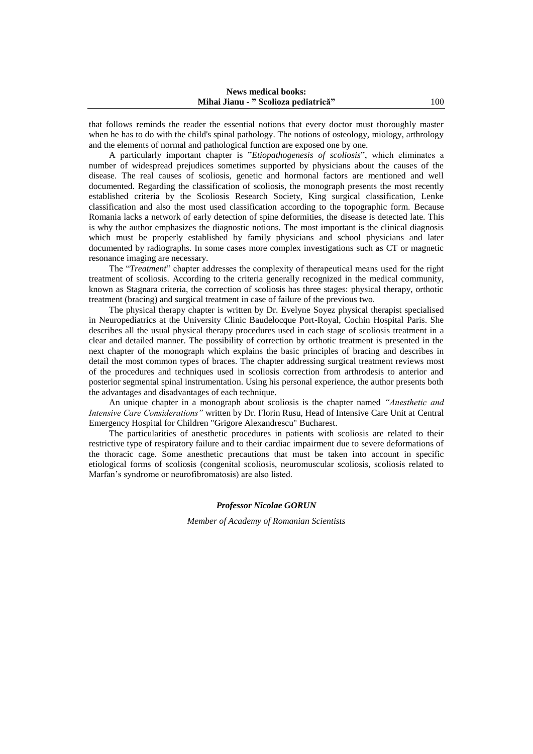that follows reminds the reader the essential notions that every doctor must thoroughly master when he has to do with the child's spinal pathology. The notions of osteology, miology, arthrology and the elements of normal and pathological function are exposed one by one.

A particularly important chapter is "*Etiopathogenesis of scoliosis*", which eliminates a number of widespread prejudices sometimes supported by physicians about the causes of the disease. The real causes of scoliosis, genetic and hormonal factors are mentioned and well documented. Regarding the classification of scoliosis, the monograph presents the most recently established criteria by the Scoliosis Research Society, King surgical classification, Lenke classification and also the most used classification according to the topographic form. Because Romania lacks a network of early detection of spine deformities, the disease is detected late. This is why the author emphasizes the diagnostic notions. The most important is the clinical diagnosis which must be properly established by family physicians and school physicians and later documented by radiographs. In some cases more complex investigations such as CT or magnetic resonance imaging are necessary.

The "*Treatment*" chapter addresses the complexity of therapeutical means used for the right treatment of scoliosis. According to the criteria generally recognized in the medical community, known as Stagnara criteria, the correction of scoliosis has three stages: physical therapy, orthotic treatment (bracing) and surgical treatment in case of failure of the previous two.

The physical therapy chapter is written by Dr. Evelyne Soyez physical therapist specialised in Neuropediatrics at the University Clinic Baudelocque Port-Royal, Cochin Hospital Paris. She describes all the usual physical therapy procedures used in each stage of scoliosis treatment in a clear and detailed manner. The possibility of correction by orthotic treatment is presented in the next chapter of the monograph which explains the basic principles of bracing and describes in detail the most common types of braces. The chapter addressing surgical treatment reviews most of the procedures and techniques used in scoliosis correction from arthrodesis to anterior and posterior segmental spinal instrumentation. Using his personal experience, the author presents both the advantages and disadvantages of each technique.

An unique chapter in a monograph about scoliosis is the chapter named *"Anesthetic and Intensive Care Considerations"* written by Dr. Florin Rusu, Head of Intensive Care Unit at Central Emergency Hospital for Children "Grigore Alexandrescu" Bucharest.

The particularities of anesthetic procedures in patients with scoliosis are related to their restrictive type of respiratory failure and to their cardiac impairment due to severe deformations of the thoracic cage. Some anesthetic precautions that must be taken into account in specific etiological forms of scoliosis (congenital scoliosis, neuromuscular scoliosis, scoliosis related to Marfan's syndrome or neurofibromatosis) are also listed.

***Professor Nicolae GORUN***

*Member of Academy of Romanian Scientists*